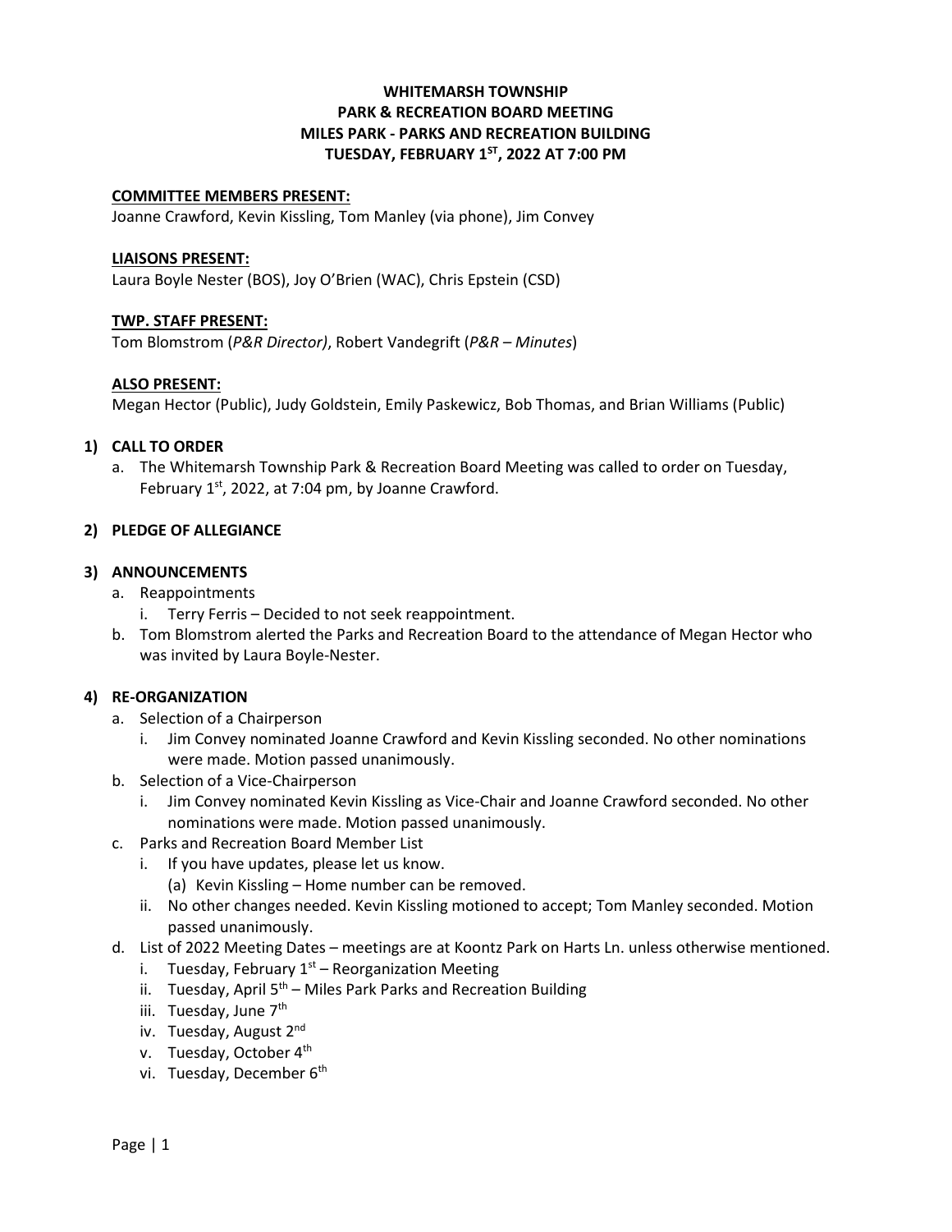# WHITEMARSH TOWNSHIP
## PARK & RECREATION BOARD MEETING
## MILES PARK - PARKS AND RECREATION BUILDING
## TUESDAY, FEBRUARY 1ST, 2022 AT 7:00 PM

**COMMITTEE MEMBERS PRESENT:**

Joanne Crawford, Kevin Kissling, Tom Manley (via phone), Jim Convey

**LIAISONS PRESENT:**

Laura Boyle Nester (BOS), Joy O'Brien (WAC), Chris Epstein (CSD)

**TWP. STAFF PRESENT:**

Tom Blomstrom (*P&R Director)*, Robert Vandegrift (*P&R – Minutes*)

**ALSO PRESENT:**

Megan Hector (Public), Judy Goldstein, Emily Paskewicz, Bob Thomas, and Brian Williams (Public)

**1) CALL TO ORDER**

a. The Whitemarsh Township Park & Recreation Board Meeting was called to order on Tuesday, February 1st, 2022, at 7:04 pm, by Joanne Crawford.

**2) PLEDGE OF ALLEGIANCE**

**3) ANNOUNCEMENTS**

a. Reappointments
   i. Terry Ferris – Decided to not seek reappointment.
b. Tom Blomstrom alerted the Parks and Recreation Board to the attendance of Megan Hector who was invited by Laura Boyle-Nester.

**4) RE-ORGANIZATION**

a. Selection of a Chairperson
   i. Jim Convey nominated Joanne Crawford and Kevin Kissling seconded. No other nominations were made. Motion passed unanimously.
b. Selection of a Vice-Chairperson
   i. Jim Convey nominated Kevin Kissling as Vice-Chair and Joanne Crawford seconded. No other nominations were made. Motion passed unanimously.
c. Parks and Recreation Board Member List
   i. If you have updates, please let us know.
      (a) Kevin Kissling – Home number can be removed.
   ii. No other changes needed. Kevin Kissling motioned to accept; Tom Manley seconded. Motion passed unanimously.
d. List of 2022 Meeting Dates – meetings are at Koontz Park on Harts Ln. unless otherwise mentioned.
   i. Tuesday, February 1st – Reorganization Meeting
   ii. Tuesday, April 5th – Miles Park Parks and Recreation Building
   iii. Tuesday, June 7th
   iv. Tuesday, August 2nd
   v. Tuesday, October 4th
   vi. Tuesday, December 6th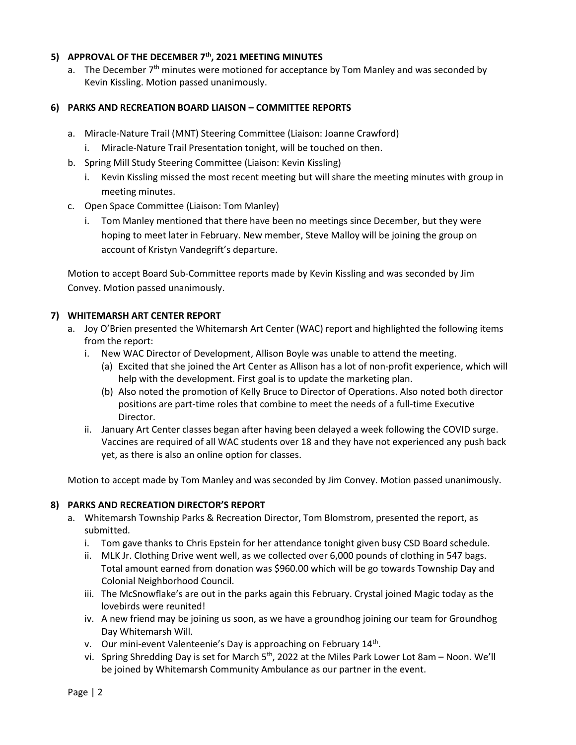**5) APPROVAL OF THE DECEMBER 7th, 2021 MEETING MINUTES**

a. The December 7th minutes were motioned for acceptance by Tom Manley and was seconded by Kevin Kissling. Motion passed unanimously.

**6) PARKS AND RECREATION BOARD LIAISON – COMMITTEE REPORTS**

a. Miracle-Nature Trail (MNT) Steering Committee (Liaison: Joanne Crawford)
   i. Miracle-Nature Trail Presentation tonight, will be touched on then.
b. Spring Mill Study Steering Committee (Liaison: Kevin Kissling)
   i. Kevin Kissling missed the most recent meeting but will share the meeting minutes with group in meeting minutes.
c. Open Space Committee (Liaison: Tom Manley)
   i. Tom Manley mentioned that there have been no meetings since December, but they were hoping to meet later in February. New member, Steve Malloy will be joining the group on account of Kristyn Vandegrift's departure.

Motion to accept Board Sub-Committee reports made by Kevin Kissling and was seconded by Jim Convey. Motion passed unanimously.

**7) WHITEMARSH ART CENTER REPORT**

a. Joy O'Brien presented the Whitemarsh Art Center (WAC) report and highlighted the following items from the report:
   i. New WAC Director of Development, Allison Boyle was unable to attend the meeting.
      (a) Excited that she joined the Art Center as Allison has a lot of non-profit experience, which will help with the development. First goal is to update the marketing plan.
      (b) Also noted the promotion of Kelly Bruce to Director of Operations. Also noted both director positions are part-time roles that combine to meet the needs of a full-time Executive Director.
   ii. January Art Center classes began after having been delayed a week following the COVID surge. Vaccines are required of all WAC students over 18 and they have not experienced any push back yet, as there is also an online option for classes.

Motion to accept made by Tom Manley and was seconded by Jim Convey. Motion passed unanimously.

**8) PARKS AND RECREATION DIRECTOR'S REPORT**

a. Whitemarsh Township Parks & Recreation Director, Tom Blomstrom, presented the report, as submitted.
   i. Tom gave thanks to Chris Epstein for her attendance tonight given busy CSD Board schedule.
   ii. MLK Jr. Clothing Drive went well, as we collected over 6,000 pounds of clothing in 547 bags. Total amount earned from donation was $960.00 which will be go towards Township Day and Colonial Neighborhood Council.
   iii. The McSnowflake's are out in the parks again this February. Crystal joined Magic today as the lovebirds were reunited!
   iv. A new friend may be joining us soon, as we have a groundhog joining our team for Groundhog Day Whitemarsh Will.
   v. Our mini-event Valenteenie's Day is approaching on February 14th.
   vi. Spring Shredding Day is set for March 5th, 2022 at the Miles Park Lower Lot 8am – Noon. We'll be joined by Whitemarsh Community Ambulance as our partner in the event.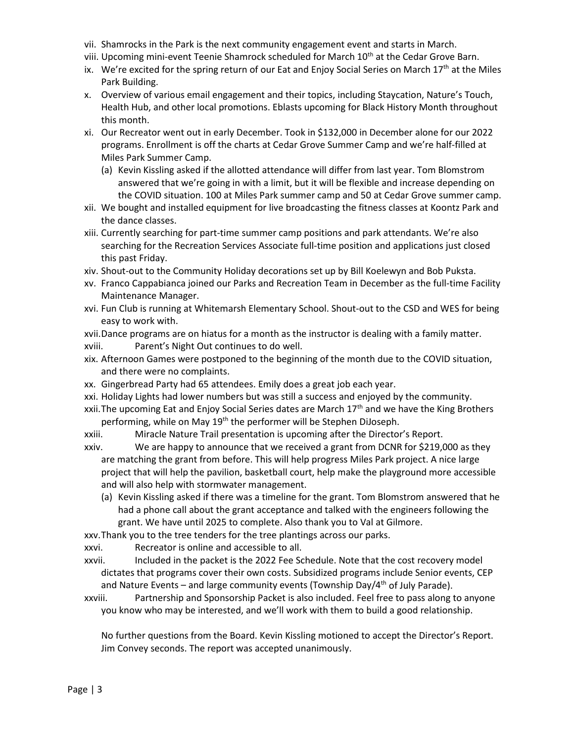vii. Shamrocks in the Park is the next community engagement event and starts in March.

viii. Upcoming mini-event Teenie Shamrock scheduled for March 10th at the Cedar Grove Barn.

ix. We're excited for the spring return of our Eat and Enjoy Social Series on March 17th at the Miles Park Building.

x. Overview of various email engagement and their topics, including Staycation, Nature's Touch, Health Hub, and other local promotions. Eblasts upcoming for Black History Month throughout this month.

xi. Our Recreator went out in early December. Took in $132,000 in December alone for our 2022 programs. Enrollment is off the charts at Cedar Grove Summer Camp and we're half-filled at Miles Park Summer Camp.

   (a) Kevin Kissling asked if the allotted attendance will differ from last year. Tom Blomstrom answered that we're going in with a limit, but it will be flexible and increase depending on the COVID situation. 100 at Miles Park summer camp and 50 at Cedar Grove summer camp.

xii. We bought and installed equipment for live broadcasting the fitness classes at Koontz Park and the dance classes.

xiii. Currently searching for part-time summer camp positions and park attendants. We're also searching for the Recreation Services Associate full-time position and applications just closed this past Friday.

xiv. Shout-out to the Community Holiday decorations set up by Bill Koelewyn and Bob Puksta.

xv. Franco Cappabianca joined our Parks and Recreation Team in December as the full-time Facility Maintenance Manager.

xvi. Fun Club is running at Whitemarsh Elementary School. Shout-out to the CSD and WES for being easy to work with.

xvii. Dance programs are on hiatus for a month as the instructor is dealing with a family matter.

xviii. Parent's Night Out continues to do well.

xix. Afternoon Games were postponed to the beginning of the month due to the COVID situation, and there were no complaints.

xx. Gingerbread Party had 65 attendees. Emily does a great job each year.

xxi. Holiday Lights had lower numbers but was still a success and enjoyed by the community.

xxii. The upcoming Eat and Enjoy Social Series dates are March 17th and we have the King Brothers performing, while on May 19th the performer will be Stephen DiJoseph.

xxiii. Miracle Nature Trail presentation is upcoming after the Director's Report.

xxiv. We are happy to announce that we received a grant from DCNR for $219,000 as they are matching the grant from before. This will help progress Miles Park project. A nice large project that will help the pavilion, basketball court, help make the playground more accessible and will also help with stormwater management.

   (a) Kevin Kissling asked if there was a timeline for the grant. Tom Blomstrom answered that he had a phone call about the grant acceptance and talked with the engineers following the grant. We have until 2025 to complete. Also thank you to Val at Gilmore.

xxv. Thank you to the tree tenders for the tree plantings across our parks.

xxvi. Recreator is online and accessible to all.

xxvii. Included in the packet is the 2022 Fee Schedule. Note that the cost recovery model dictates that programs cover their own costs. Subsidized programs include Senior events, CEP and Nature Events – and large community events (Township Day/4th of July Parade).

xxviii. Partnership and Sponsorship Packet is also included. Feel free to pass along to anyone you know who may be interested, and we'll work with them to build a good relationship.

No further questions from the Board. Kevin Kissling motioned to accept the Director's Report. Jim Convey seconds. The report was accepted unanimously.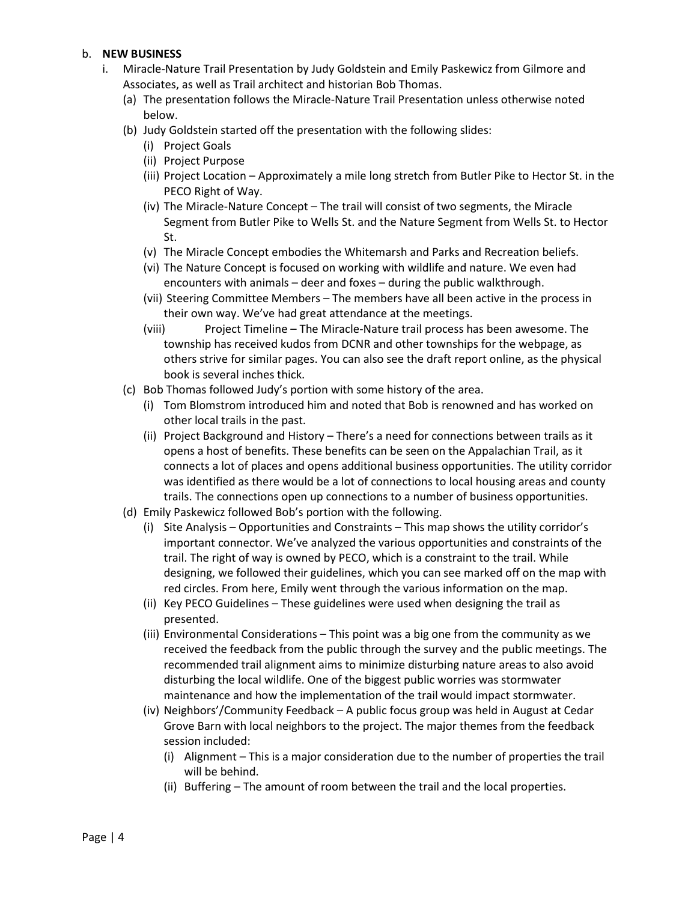b. **NEW BUSINESS**

i. Miracle-Nature Trail Presentation by Judy Goldstein and Emily Paskewicz from Gilmore and Associates, as well as Trail architect and historian Bob Thomas.

   (a) The presentation follows the Miracle-Nature Trail Presentation unless otherwise noted below.

   (b) Judy Goldstein started off the presentation with the following slides:

      (i) Project Goals

      (ii) Project Purpose

      (iii) Project Location – Approximately a mile long stretch from Butler Pike to Hector St. in the PECO Right of Way.

      (iv) The Miracle-Nature Concept – The trail will consist of two segments, the Miracle Segment from Butler Pike to Wells St. and the Nature Segment from Wells St. to Hector St.

      (v) The Miracle Concept embodies the Whitemarsh and Parks and Recreation beliefs.

      (vi) The Nature Concept is focused on working with wildlife and nature. We even had encounters with animals – deer and foxes – during the public walkthrough.

      (vii) Steering Committee Members – The members have all been active in the process in their own way. We've had great attendance at the meetings.

      (viii) Project Timeline – The Miracle-Nature trail process has been awesome. The township has received kudos from DCNR and other townships for the webpage, as others strive for similar pages. You can also see the draft report online, as the physical book is several inches thick.

   (c) Bob Thomas followed Judy's portion with some history of the area.

      (i) Tom Blomstrom introduced him and noted that Bob is renowned and has worked on other local trails in the past.

      (ii) Project Background and History – There's a need for connections between trails as it opens a host of benefits. These benefits can be seen on the Appalachian Trail, as it connects a lot of places and opens additional business opportunities. The utility corridor was identified as there would be a lot of connections to local housing areas and county trails. The connections open up connections to a number of business opportunities.

   (d) Emily Paskewicz followed Bob's portion with the following.

      (i) Site Analysis – Opportunities and Constraints – This map shows the utility corridor's important connector. We've analyzed the various opportunities and constraints of the trail. The right of way is owned by PECO, which is a constraint to the trail. While designing, we followed their guidelines, which you can see marked off on the map with red circles. From here, Emily went through the various information on the map.

      (ii) Key PECO Guidelines – These guidelines were used when designing the trail as presented.

      (iii) Environmental Considerations – This point was a big one from the community as we received the feedback from the public through the survey and the public meetings. The recommended trail alignment aims to minimize disturbing nature areas to also avoid disturbing the local wildlife. One of the biggest public worries was stormwater maintenance and how the implementation of the trail would impact stormwater.

      (iv) Neighbors'/Community Feedback – A public focus group was held in August at Cedar Grove Barn with local neighbors to the project. The major themes from the feedback session included:

         (i) Alignment – This is a major consideration due to the number of properties the trail will be behind.

         (ii) Buffering – The amount of room between the trail and the local properties.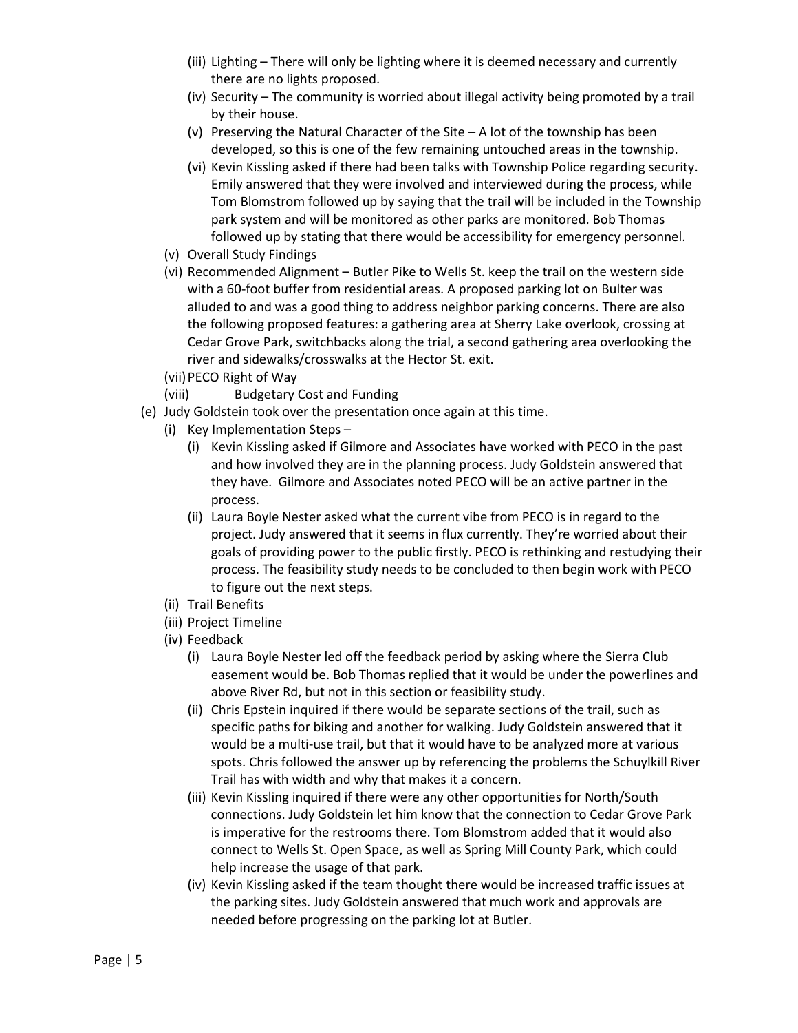- (iii) Lighting – There will only be lighting where it is deemed necessary and currently there are no lights proposed.
- (iv) Security – The community is worried about illegal activity being promoted by a trail by their house.
- (v) Preserving the Natural Character of the Site – A lot of the township has been developed, so this is one of the few remaining untouched areas in the township.
- (vi) Kevin Kissling asked if there had been talks with Township Police regarding security. Emily answered that they were involved and interviewed during the process, while Tom Blomstrom followed up by saying that the trail will be included in the Township park system and will be monitored as other parks are monitored. Bob Thomas followed up by stating that there would be accessibility for emergency personnel.

(v) Overall Study Findings

(vi) Recommended Alignment – Butler Pike to Wells St. keep the trail on the western side with a 60-foot buffer from residential areas. A proposed parking lot on Bulter was alluded to and was a good thing to address neighbor parking concerns. There are also the following proposed features: a gathering area at Sherry Lake overlook, crossing at Cedar Grove Park, switchbacks along the trial, a second gathering area overlooking the river and sidewalks/crosswalks at the Hector St. exit.

(vii) PECO Right of Way

(viii) Budgetary Cost and Funding

(e) Judy Goldstein took over the presentation once again at this time.

- (i) Key Implementation Steps –
  - (i) Kevin Kissling asked if Gilmore and Associates have worked with PECO in the past and how involved they are in the planning process. Judy Goldstein answered that they have. Gilmore and Associates noted PECO will be an active partner in the process.
  - (ii) Laura Boyle Nester asked what the current vibe from PECO is in regard to the project. Judy answered that it seems in flux currently. They're worried about their goals of providing power to the public firstly. PECO is rethinking and restudying their process. The feasibility study needs to be concluded to then begin work with PECO to figure out the next steps.
- (ii) Trail Benefits
- (iii) Project Timeline
- (iv) Feedback
  - (i) Laura Boyle Nester led off the feedback period by asking where the Sierra Club easement would be. Bob Thomas replied that it would be under the powerlines and above River Rd, but not in this section or feasibility study.
  - (ii) Chris Epstein inquired if there would be separate sections of the trail, such as specific paths for biking and another for walking. Judy Goldstein answered that it would be a multi-use trail, but that it would have to be analyzed more at various spots. Chris followed the answer up by referencing the problems the Schuylkill River Trail has with width and why that makes it a concern.
  - (iii) Kevin Kissling inquired if there were any other opportunities for North/South connections. Judy Goldstein let him know that the connection to Cedar Grove Park is imperative for the restrooms there. Tom Blomstrom added that it would also connect to Wells St. Open Space, as well as Spring Mill County Park, which could help increase the usage of that park.
  - (iv) Kevin Kissling asked if the team thought there would be increased traffic issues at the parking sites. Judy Goldstein answered that much work and approvals are needed before progressing on the parking lot at Butler.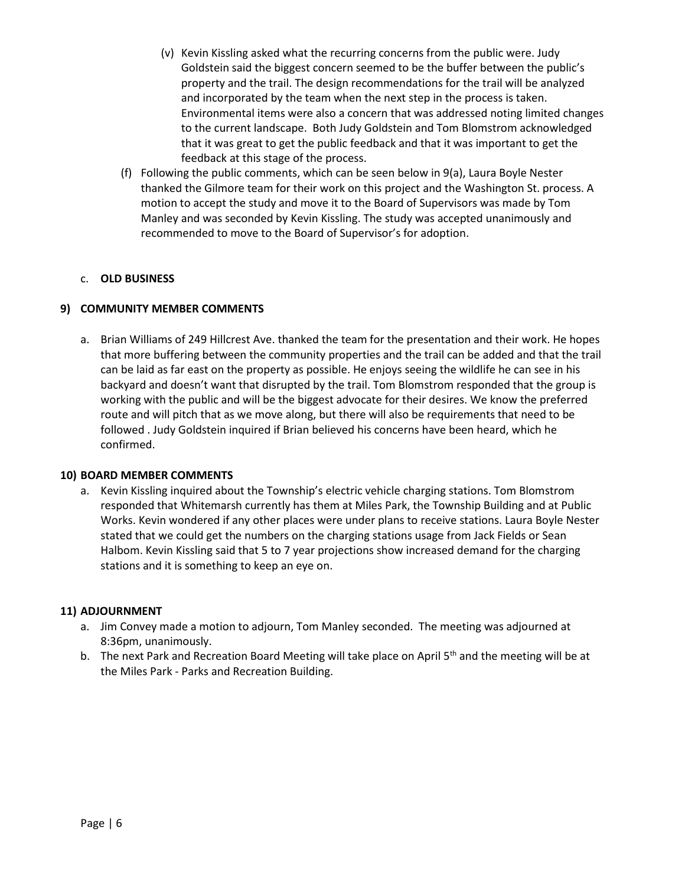(v) Kevin Kissling asked what the recurring concerns from the public were. Judy Goldstein said the biggest concern seemed to be the buffer between the public's property and the trail. The design recommendations for the trail will be analyzed and incorporated by the team when the next step in the process is taken. Environmental items were also a concern that was addressed noting limited changes to the current landscape. Both Judy Goldstein and Tom Blomstrom acknowledged that it was great to get the public feedback and that it was important to get the feedback at this stage of the process.

(f) Following the public comments, which can be seen below in 9(a), Laura Boyle Nester thanked the Gilmore team for their work on this project and the Washington St. process. A motion to accept the study and move it to the Board of Supervisors was made by Tom Manley and was seconded by Kevin Kissling. The study was accepted unanimously and recommended to move to the Board of Supervisor's for adoption.

c. **OLD BUSINESS**

## 9) COMMUNITY MEMBER COMMENTS

a. Brian Williams of 249 Hillcrest Ave. thanked the team for the presentation and their work. He hopes that more buffering between the community properties and the trail can be added and that the trail can be laid as far east on the property as possible. He enjoys seeing the wildlife he can see in his backyard and doesn't want that disrupted by the trail. Tom Blomstrom responded that the group is working with the public and will be the biggest advocate for their desires. We know the preferred route and will pitch that as we move along, but there will also be requirements that need to be followed . Judy Goldstein inquired if Brian believed his concerns have been heard, which he confirmed.

## 10) BOARD MEMBER COMMENTS

a. Kevin Kissling inquired about the Township's electric vehicle charging stations. Tom Blomstrom responded that Whitemarsh currently has them at Miles Park, the Township Building and at Public Works. Kevin wondered if any other places were under plans to receive stations. Laura Boyle Nester stated that we could get the numbers on the charging stations usage from Jack Fields or Sean Halbom. Kevin Kissling said that 5 to 7 year projections show increased demand for the charging stations and it is something to keep an eye on.

## 11) ADJOURNMENT

a. Jim Convey made a motion to adjourn, Tom Manley seconded. The meeting was adjourned at 8:36pm, unanimously.

b. The next Park and Recreation Board Meeting will take place on April 5th and the meeting will be at the Miles Park - Parks and Recreation Building.